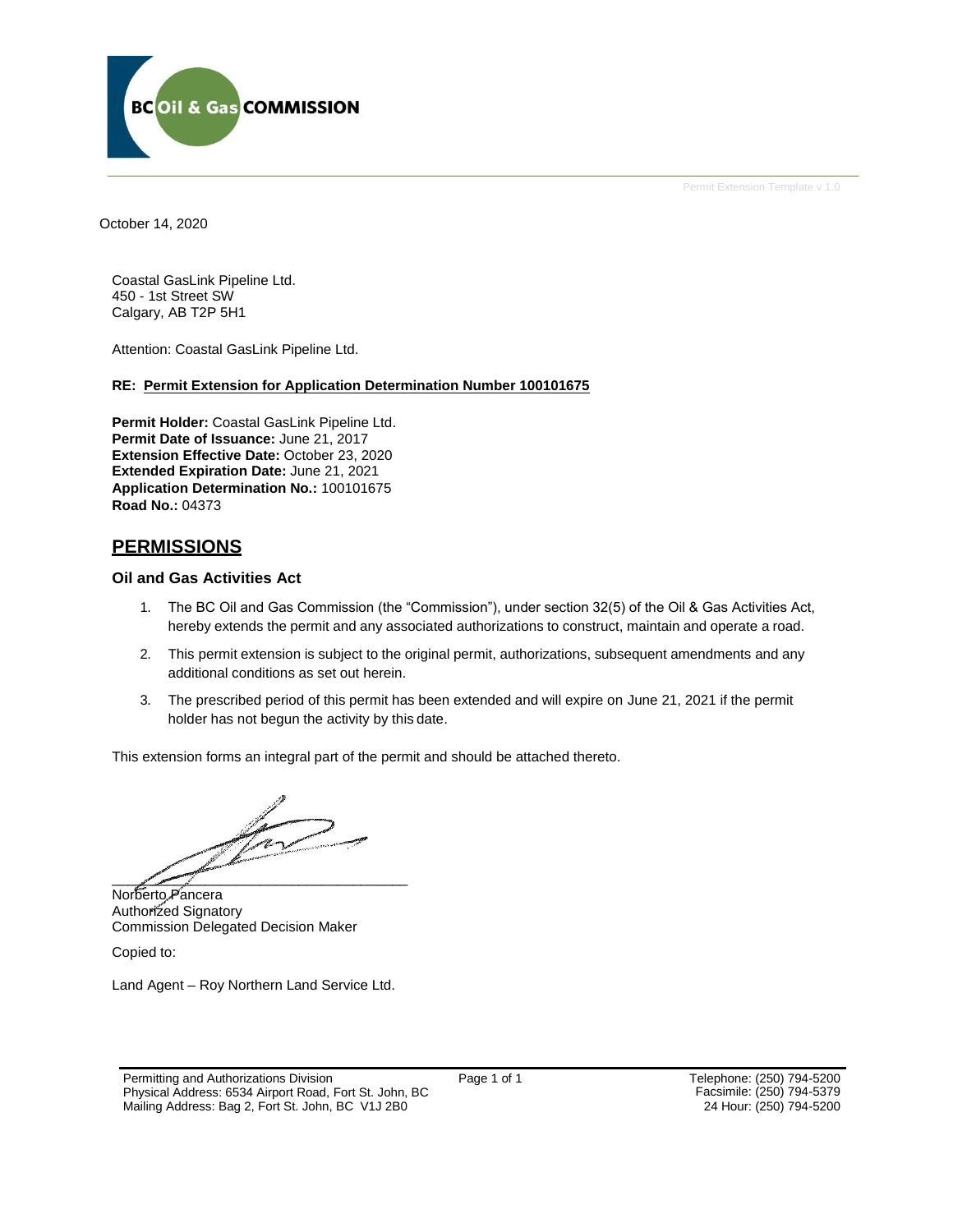BC Oil & Gas COMMISSION

Permit Extension Template v 1.0

October 14, 2020

Coastal GasLink Pipeline Ltd.
450 - 1st Street SW
Calgary, AB T2P 5H1

Attention: Coastal GasLink Pipeline Ltd.

**RE: Permit Extension for Application Determination Number 100101675**

**Permit Holder:** Coastal GasLink Pipeline Ltd.
**Permit Date of Issuance:** June 21, 2017
**Extension Effective Date:** October 23, 2020
**Extended Expiration Date:** June 21, 2021
**Application Determination No.:** 100101675
**Road No.:** 04373

## PERMISSIONS

### Oil and Gas Activities Act

1. The BC Oil and Gas Commission (the "Commission"), under section 32(5) of the Oil & Gas Activities Act, hereby extends the permit and any associated authorizations to construct, maintain and operate a road.
2. This permit extension is subject to the original permit, authorizations, subsequent amendments and any additional conditions as set out herein.
3. The prescribed period of this permit has been extended and will expire on June 21, 2021 if the permit holder has not begun the activity by this date.

This extension forms an integral part of the permit and should be attached thereto.

Norberto Pancera
Authorized Signatory
Commission Delegated Decision Maker

Copied to:

Land Agent – Roy Northern Land Service Ltd.

Permitting and Authorizations Division
Physical Address: 6534 Airport Road, Fort St. John, BC
Mailing Address: Bag 2, Fort St. John, BC V1J 2B0

Telephone: (250) 794-5200
Facsimile: (250) 794-5379
24 Hour: (250) 794-5200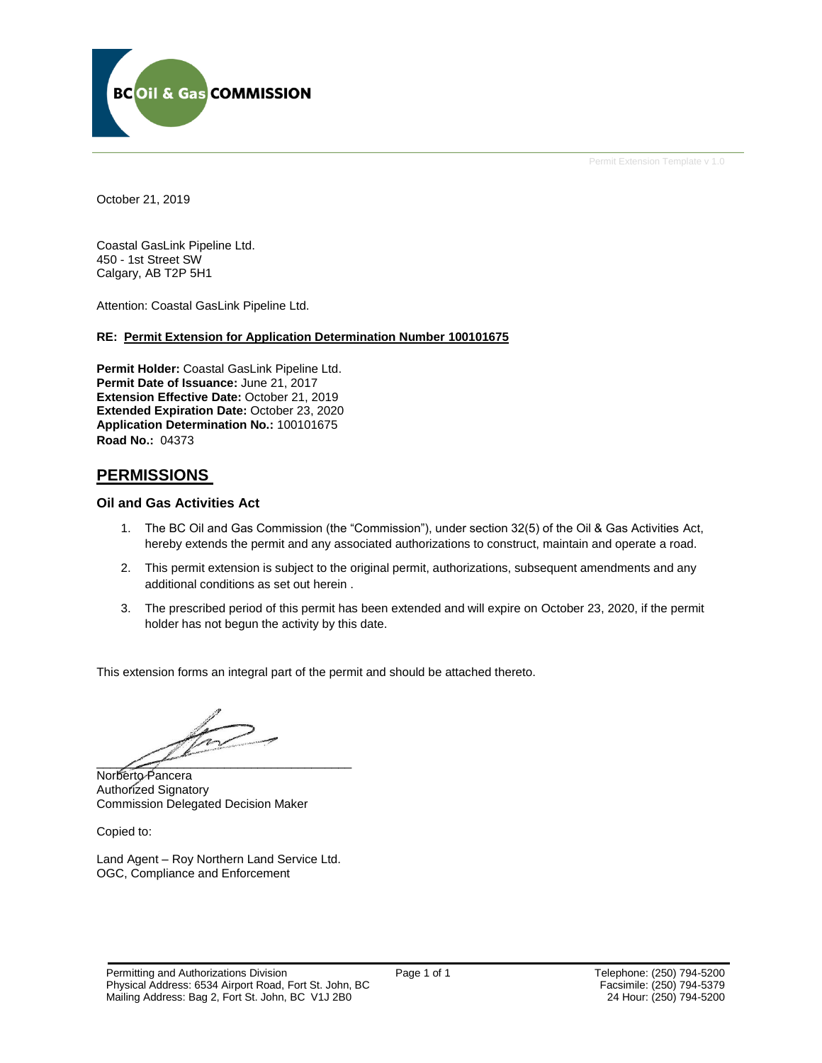BC Oil & Gas COMMISSION

Permit Extension Template v 1.0

October 21, 2019

Coastal GasLink Pipeline Ltd.
450 - 1st Street SW
Calgary, AB T2P 5H1

Attention: Coastal GasLink Pipeline Ltd.

**RE: Permit Extension for Application Determination Number 100101675**

**Permit Holder:** Coastal GasLink Pipeline Ltd.
**Permit Date of Issuance:** June 21, 2017
**Extension Effective Date:** October 21, 2019
**Extended Expiration Date:** October 23, 2020
**Application Determination No.:** 100101675
**Road No.:** 04373

## PERMISSIONS

### Oil and Gas Activities Act

1. The BC Oil and Gas Commission (the "Commission"), under section 32(5) of the Oil & Gas Activities Act, hereby extends the permit and any associated authorizations to construct, maintain and operate a road.
2. This permit extension is subject to the original permit, authorizations, subsequent amendments and any additional conditions as set out herein .
3. The prescribed period of this permit has been extended and will expire on October 23, 2020, if the permit holder has not begun the activity by this date.

This extension forms an integral part of the permit and should be attached thereto.

Norberto Pancera
Authorized Signatory
Commission Delegated Decision Maker

Copied to:

Land Agent – Roy Northern Land Service Ltd.
OGC, Compliance and Enforcement

Permitting and Authorizations Division
Physical Address: 6534 Airport Road, Fort St. John, BC
Mailing Address: Bag 2, Fort St. John, BC V1J 2B0

Telephone: (250) 794-5200
Facsimile: (250) 794-5379
24 Hour: (250) 794-5200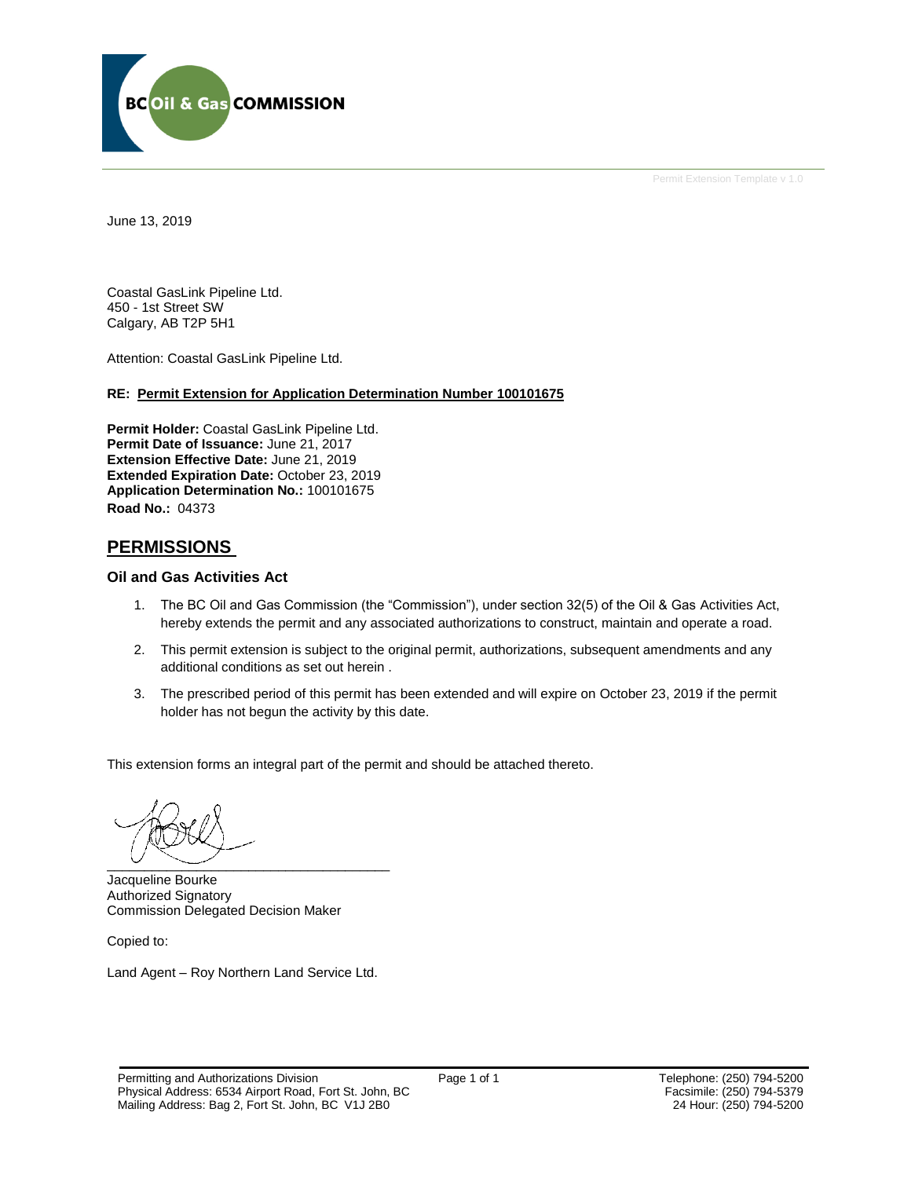BC Oil & Gas COMMISSION

Permit Extension Template v 1.0

June 13, 2019

Coastal GasLink Pipeline Ltd.
450 - 1st Street SW
Calgary, AB T2P 5H1

Attention: Coastal GasLink Pipeline Ltd.

**RE: Permit Extension for Application Determination Number 100101675**

**Permit Holder:** Coastal GasLink Pipeline Ltd.
**Permit Date of Issuance:** June 21, 2017
**Extension Effective Date:** June 21, 2019
**Extended Expiration Date:** October 23, 2019
**Application Determination No.:** 100101675
**Road No.:** 04373

## PERMISSIONS

### Oil and Gas Activities Act

1. The BC Oil and Gas Commission (the "Commission"), under section 32(5) of the Oil & Gas Activities Act, hereby extends the permit and any associated authorizations to construct, maintain and operate a road.
2. This permit extension is subject to the original permit, authorizations, subsequent amendments and any additional conditions as set out herein .
3. The prescribed period of this permit has been extended and will expire on October 23, 2019 if the permit holder has not begun the activity by this date.

This extension forms an integral part of the permit and should be attached thereto.

Jacqueline Bourke
Authorized Signatory
Commission Delegated Decision Maker

Copied to:

Land Agent – Roy Northern Land Service Ltd.

Permitting and Authorizations Division
Physical Address: 6534 Airport Road, Fort St. John, BC
Mailing Address: Bag 2, Fort St. John, BC V1J 2B0

Telephone: (250) 794-5200
Facsimile: (250) 794-5379
24 Hour: (250) 794-5200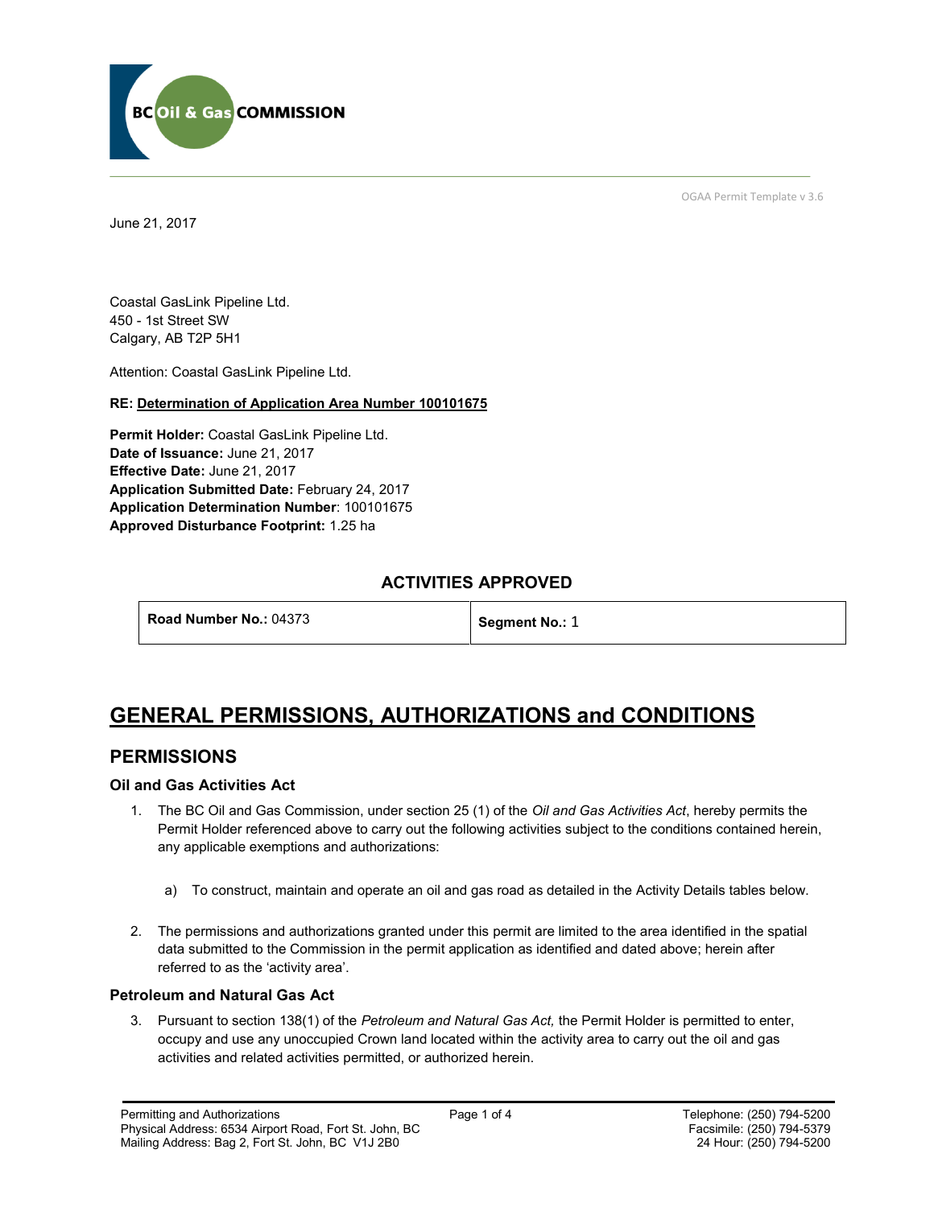June 21, 2017

Coastal GasLink Pipeline Ltd.
450 - 1st Street SW
Calgary, AB T2P 5H1

Attention: Coastal GasLink Pipeline Ltd.

**RE: Determination of Application Area Number 100101675**

**Permit Holder:** Coastal GasLink Pipeline Ltd.
**Date of Issuance:** June 21, 2017
**Effective Date:** June 21, 2017
**Application Submitted Date:** February 24, 2017
**Application Determination Number**: 100101675
**Approved Disturbance Footprint:** 1.25 ha

## ACTIVITIES APPROVED

| **Road Number No.:** 04373 | **Segment No.:** 1 |
|---|---|

# GENERAL PERMISSIONS, AUTHORIZATIONS and CONDITIONS

## PERMISSIONS

### Oil and Gas Activities Act

1. The BC Oil and Gas Commission, under section 25 (1) of the *Oil and Gas Activities Act*, hereby permits the Permit Holder referenced above to carry out the following activities subject to the conditions contained herein, any applicable exemptions and authorizations:

   a) To construct, maintain and operate an oil and gas road as detailed in the Activity Details tables below.

2. The permissions and authorizations granted under this permit are limited to the area identified in the spatial data submitted to the Commission in the permit application as identified and dated above; herein after referred to as the 'activity area'.

### Petroleum and Natural Gas Act

3. Pursuant to section 138(1) of the *Petroleum and Natural Gas Act,* the Permit Holder is permitted to enter, occupy and use any unoccupied Crown land located within the activity area to carry out the oil and gas activities and related activities permitted, or authorized herein.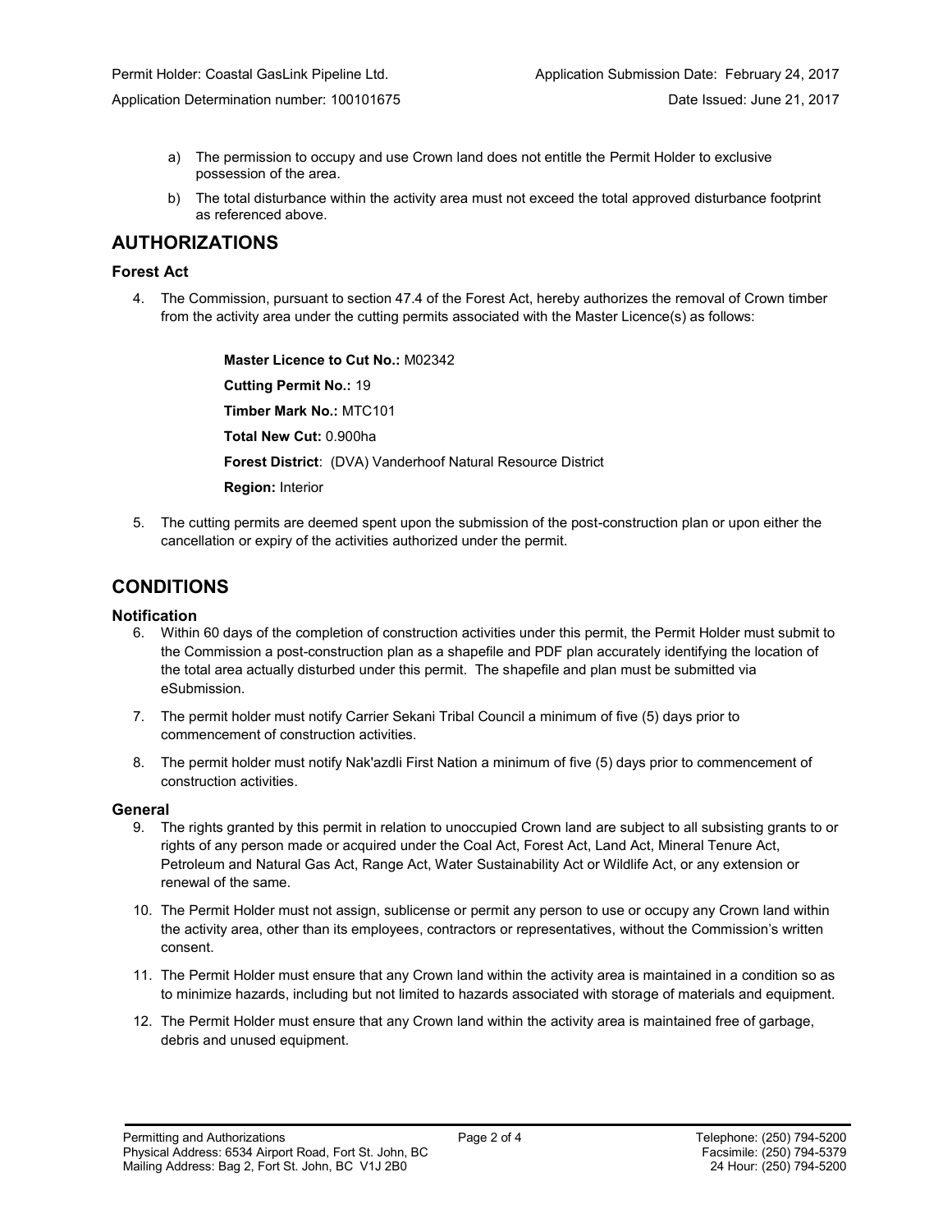a) The permission to occupy and use Crown land does not entitle the Permit Holder to exclusive possession of the area.

b) The total disturbance within the activity area must not exceed the total approved disturbance footprint as referenced above.

## AUTHORIZATIONS

### Forest Act

4. The Commission, pursuant to section 47.4 of the Forest Act, hereby authorizes the removal of Crown timber from the activity area under the cutting permits associated with the Master Licence(s) as follows:

    **Master Licence to Cut No.:** M02342

    **Cutting Permit No.:** 19

    **Timber Mark No.:** MTC101

    **Total New Cut:** 0.900ha

    **Forest District**: (DVA) Vanderhoof Natural Resource District

    **Region:** Interior

5. The cutting permits are deemed spent upon the submission of the post-construction plan or upon either the cancellation or expiry of the activities authorized under the permit.

## CONDITIONS

### Notification

6. Within 60 days of the completion of construction activities under this permit, the Permit Holder must submit to the Commission a post-construction plan as a shapefile and PDF plan accurately identifying the location of the total area actually disturbed under this permit. The shapefile and plan must be submitted via eSubmission.

7. The permit holder must notify Carrier Sekani Tribal Council a minimum of five (5) days prior to commencement of construction activities.

8. The permit holder must notify Nak'azdli First Nation a minimum of five (5) days prior to commencement of construction activities.

### General

9. The rights granted by this permit in relation to unoccupied Crown land are subject to all subsisting grants to or rights of any person made or acquired under the Coal Act, Forest Act, Land Act, Mineral Tenure Act, Petroleum and Natural Gas Act, Range Act, Water Sustainability Act or Wildlife Act, or any extension or renewal of the same.

10. The Permit Holder must not assign, sublicense or permit any person to use or occupy any Crown land within the activity area, other than its employees, contractors or representatives, without the Commission's written consent.

11. The Permit Holder must ensure that any Crown land within the activity area is maintained in a condition so as to minimize hazards, including but not limited to hazards associated with storage of materials and equipment.

12. The Permit Holder must ensure that any Crown land within the activity area is maintained free of garbage, debris and unused equipment.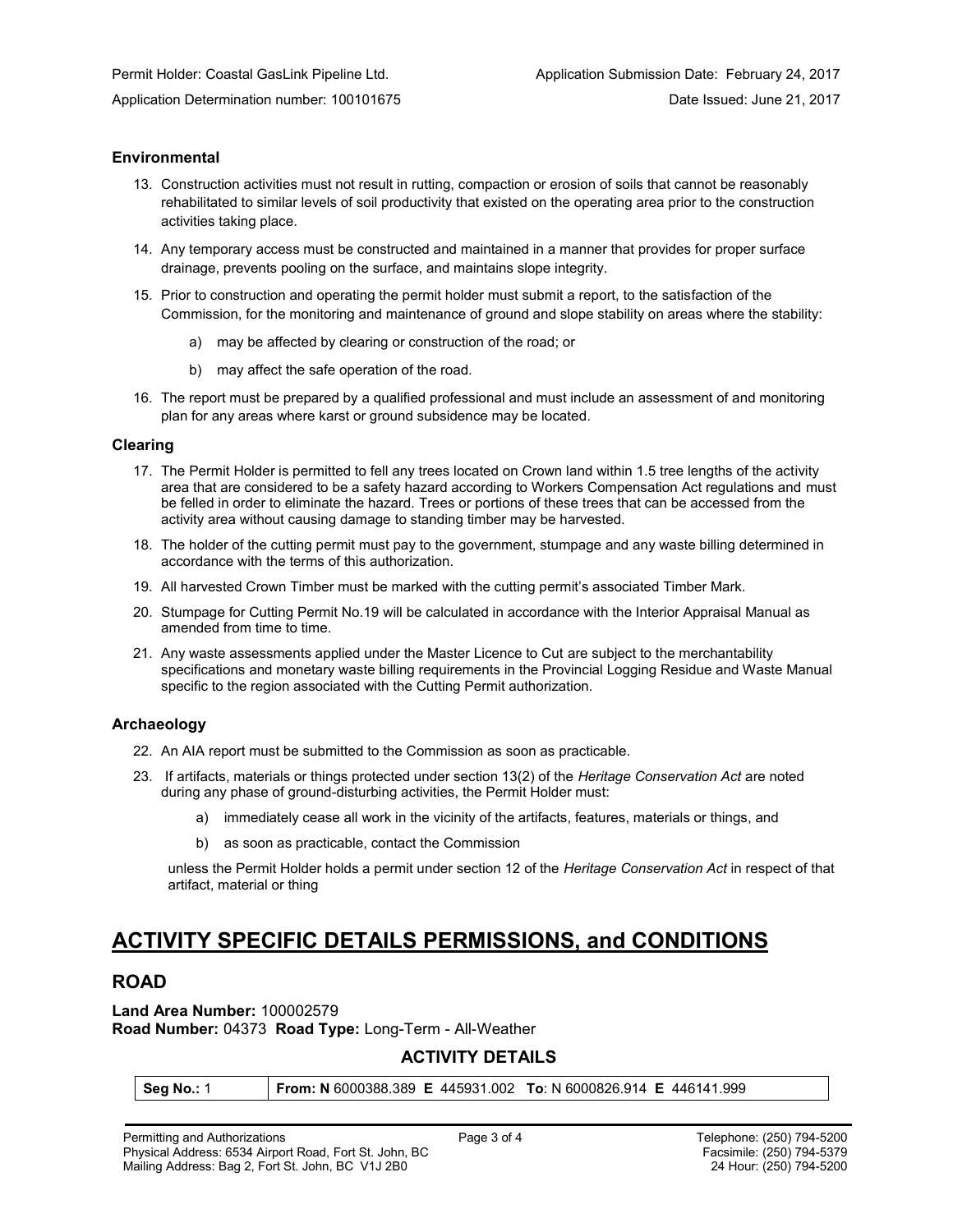### Environmental

13. Construction activities must not result in rutting, compaction or erosion of soils that cannot be reasonably rehabilitated to similar levels of soil productivity that existed on the operating area prior to the construction activities taking place.

14. Any temporary access must be constructed and maintained in a manner that provides for proper surface drainage, prevents pooling on the surface, and maintains slope integrity.

15. Prior to construction and operating the permit holder must submit a report, to the satisfaction of the Commission, for the monitoring and maintenance of ground and slope stability on areas where the stability:

    a) may be affected by clearing or construction of the road; or

    b) may affect the safe operation of the road.

16. The report must be prepared by a qualified professional and must include an assessment of and monitoring plan for any areas where karst or ground subsidence may be located.

### Clearing

17. The Permit Holder is permitted to fell any trees located on Crown land within 1.5 tree lengths of the activity area that are considered to be a safety hazard according to Workers Compensation Act regulations and must be felled in order to eliminate the hazard. Trees or portions of these trees that can be accessed from the activity area without causing damage to standing timber may be harvested.

18. The holder of the cutting permit must pay to the government, stumpage and any waste billing determined in accordance with the terms of this authorization.

19. All harvested Crown Timber must be marked with the cutting permit's associated Timber Mark.

20. Stumpage for Cutting Permit No.19 will be calculated in accordance with the Interior Appraisal Manual as amended from time to time.

21. Any waste assessments applied under the Master Licence to Cut are subject to the merchantability specifications and monetary waste billing requirements in the Provincial Logging Residue and Waste Manual specific to the region associated with the Cutting Permit authorization.

### Archaeology

22. An AIA report must be submitted to the Commission as soon as practicable.

23. If artifacts, materials or things protected under section 13(2) of the *Heritage Conservation Act* are noted during any phase of ground-disturbing activities, the Permit Holder must:

    a) immediately cease all work in the vicinity of the artifacts, features, materials or things, and

    b) as soon as practicable, contact the Commission

    unless the Permit Holder holds a permit under section 12 of the *Heritage Conservation Act* in respect of that artifact, material or thing

## ACTIVITY SPECIFIC DETAILS PERMISSIONS, and CONDITIONS

## ROAD

**Land Area Number:** 100002579
**Road Number:** 04373 **Road Type:** Long-Term - All-Weather

### ACTIVITY DETAILS

| **Seg No.:** 1 | **From: N** 6000388.389 **E** 445931.002 **To**: N 6000826.914 **E** 446141.999 |
|---|---|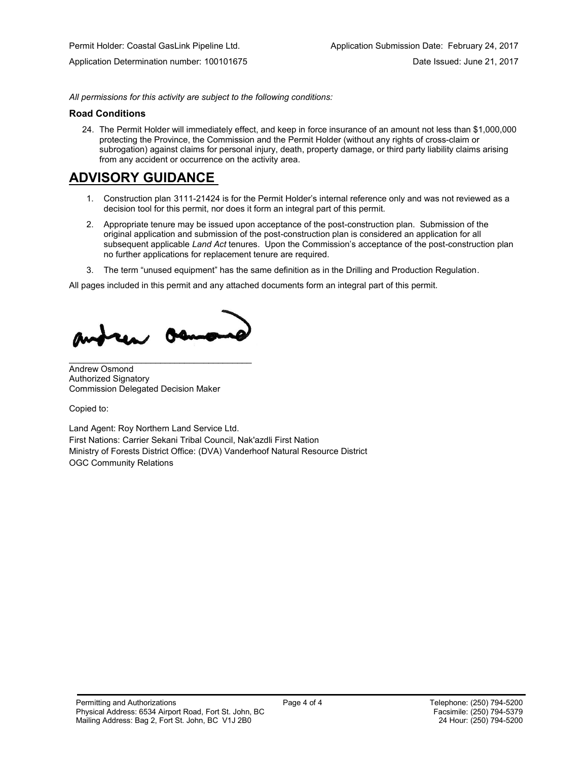Permit Holder: Coastal GasLink Pipeline Ltd.  
Application Determination number: 100101675

Application Submission Date: February 24, 2017  
Date Issued: June 21, 2017

*All permissions for this activity are subject to the following conditions:*

### Road Conditions

24. The Permit Holder will immediately effect, and keep in force insurance of an amount not less than $1,000,000 protecting the Province, the Commission and the Permit Holder (without any rights of cross-claim or subrogation) against claims for personal injury, death, property damage, or third party liability claims arising from any accident or occurrence on the activity area.

# ADVISORY GUIDANCE

1. Construction plan 3111-21424 is for the Permit Holder's internal reference only and was not reviewed as a decision tool for this permit, nor does it form an integral part of this permit.
2. Appropriate tenure may be issued upon acceptance of the post-construction plan. Submission of the original application and submission of the post-construction plan is considered an application for all subsequent applicable *Land Act* tenures. Upon the Commission's acceptance of the post-construction plan no further applications for replacement tenure are required.
3. The term "unused equipment" has the same definition as in the Drilling and Production Regulation.

All pages included in this permit and any attached documents form an integral part of this permit.

Andrew Osmond  
Authorized Signatory  
Commission Delegated Decision Maker

Copied to:

Land Agent: Roy Northern Land Service Ltd.  
First Nations: Carrier Sekani Tribal Council, Nak'azdli First Nation  
Ministry of Forests District Office: (DVA) Vanderhoof Natural Resource District  
OGC Community Relations